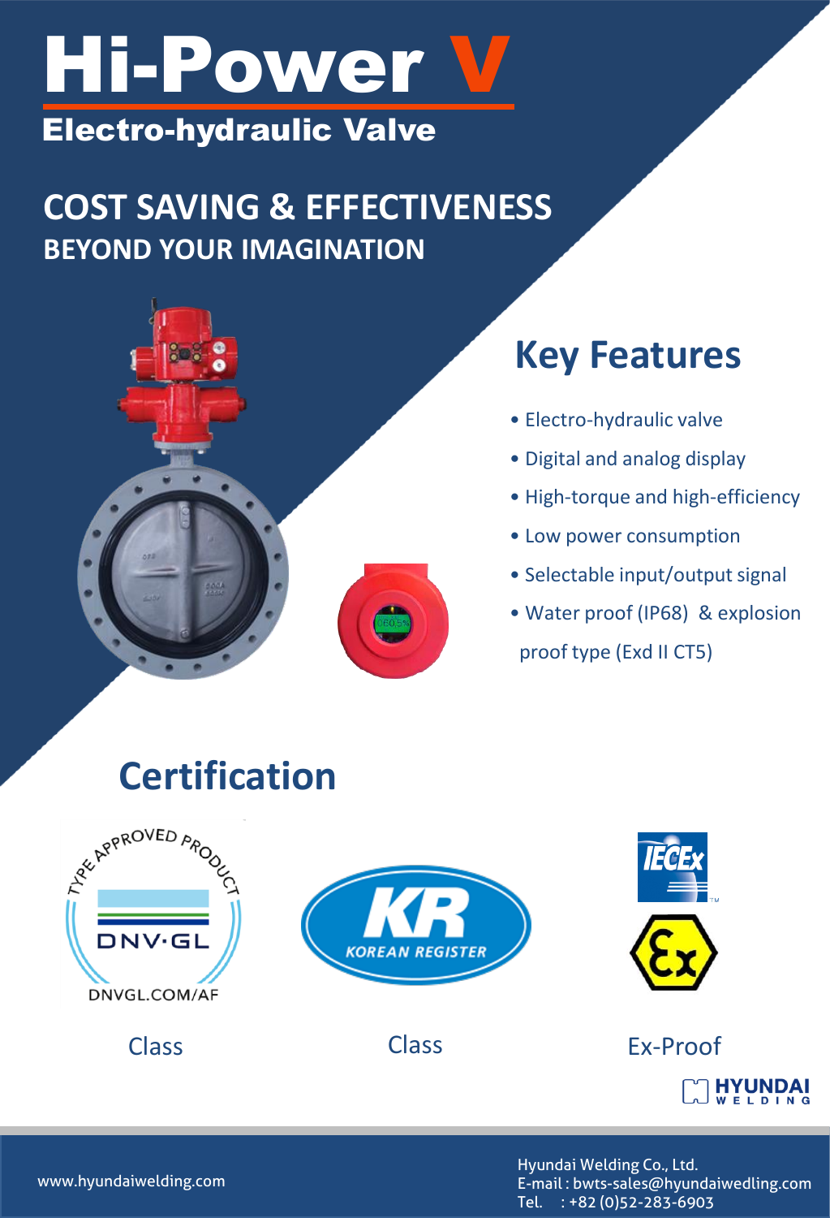# Hi-Power V

## Electro-hydraulic Valve

## COST SAVING & EFFECTIVENESS
### BEYOND YOUR IMAGINATION

## Key Features

- Electro-hydraulic valve
- Digital and analog display
- High-torque and high-efficiency
- Low power consumption
- Selectable input/output signal
- Water proof (IP68) & explosion proof type (Exd II CT5)

## Certification

Class

Class

Ex-Proof

Hyundai Welding Co., Ltd.
E-mail : bwts-sales@hyundaiwedling.com
Tel. : +82 (0)52-283-6903

www.hyundaiwelding.com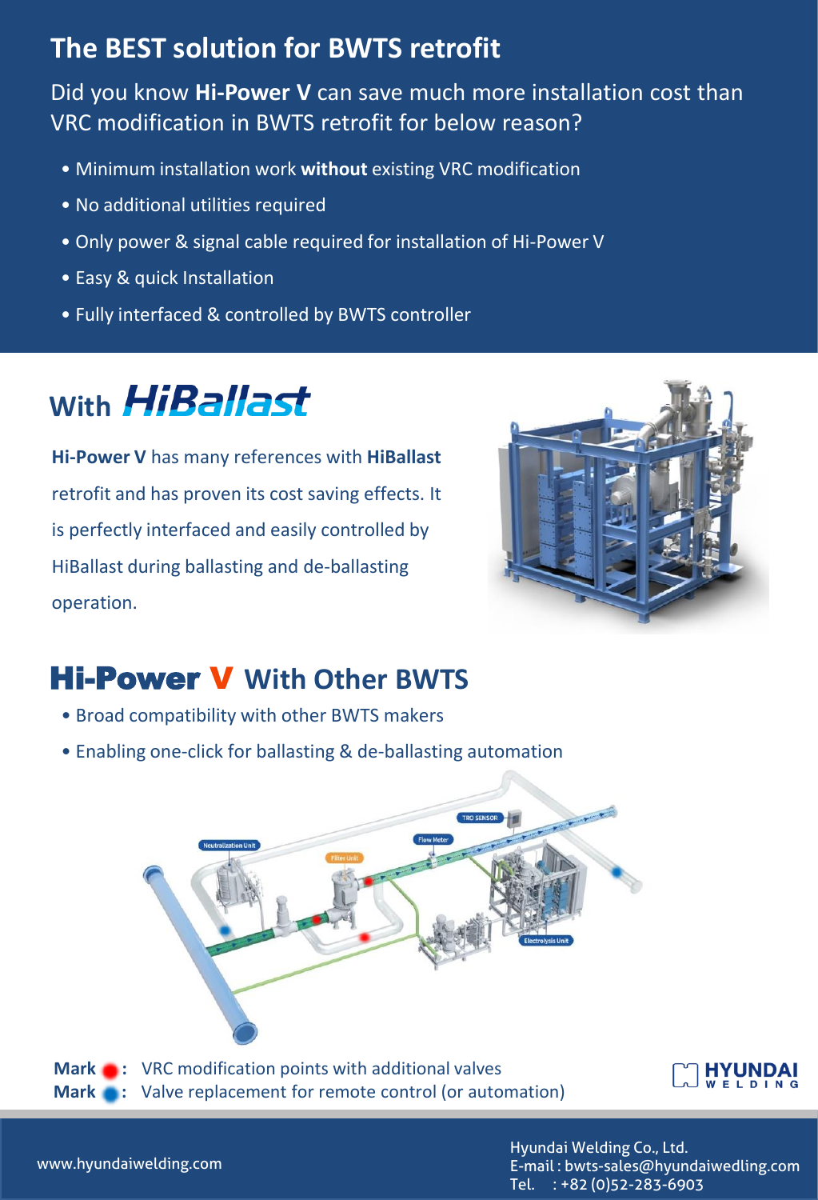## The BEST solution for BWTS retrofit

Did you know **Hi-Power V** can save much more installation cost than VRC modification in BWTS retrofit for below reason?

- Minimum installation work **without** existing VRC modification
- No additional utilities required
- Only power & signal cable required for installation of Hi-Power V
- Easy & quick Installation
- Fully interfaced & controlled by BWTS controller

## With HiBallast

**Hi-Power V** has many references with **HiBallast** retrofit and has proven its cost saving effects. It is perfectly interfaced and easily controlled by HiBallast during ballasting and de-ballasting operation.

## Hi-Power V With Other BWTS

- Broad compatibility with other BWTS makers
- Enabling one-click for ballasting & de-ballasting automation

Neutralization Unit

Filter Unit

Flow Meter

TRO SENSOR

Electrolysis Unit

**Mark 🔴 :** VRC modification points with additional valves
**Mark 🔵 :** Valve replacement for remote control (or automation)

HYUNDAI WELDING

www.hyundaiwelding.com

Hyundai Welding Co., Ltd.
E-mail : bwts-sales@hyundaiwedling.com
Tel. : +82 (0)52-283-6903